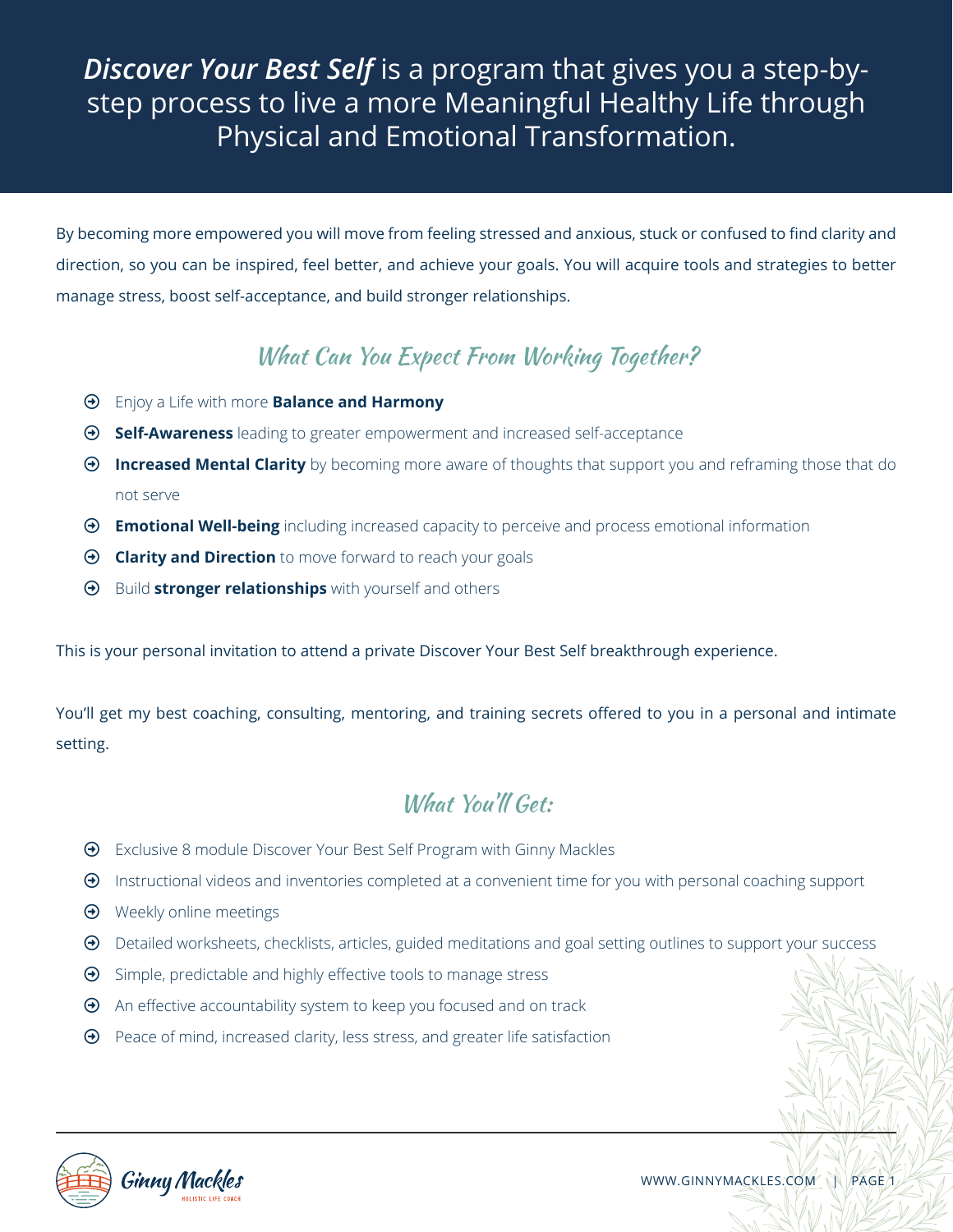***Discover Your Best Self*** is a program that gives you a step-by-step process to live a more Meaningful Healthy Life through Physical and Emotional Transformation.

By becoming more empowered you will move from feeling stressed and anxious, stuck or confused to find clarity and direction, so you can be inspired, feel better, and achieve your goals. You will acquire tools and strategies to better manage stress, boost self-acceptance, and build stronger relationships.

## What Can You Expect From Working Together?

- Enjoy a Life with more **Balance and Harmony**
- **Self-Awareness** leading to greater empowerment and increased self-acceptance
- **Increased Mental Clarity** by becoming more aware of thoughts that support you and reframing those that do not serve
- **Emotional Well-being** including increased capacity to perceive and process emotional information
- **Clarity and Direction** to move forward to reach your goals
- Build **stronger relationships** with yourself and others

This is your personal invitation to attend a private Discover Your Best Self breakthrough experience.

You'll get my best coaching, consulting, mentoring, and training secrets offered to you in a personal and intimate setting.

## What You'll Get:

- Exclusive 8 module Discover Your Best Self Program with Ginny Mackles
- Instructional videos and inventories completed at a convenient time for you with personal coaching support
- Weekly online meetings
- Detailed worksheets, checklists, articles, guided meditations and goal setting outlines to support your success
- Simple, predictable and highly effective tools to manage stress
- An effective accountability system to keep you focused and on track
- Peace of mind, increased clarity, less stress, and greater life satisfaction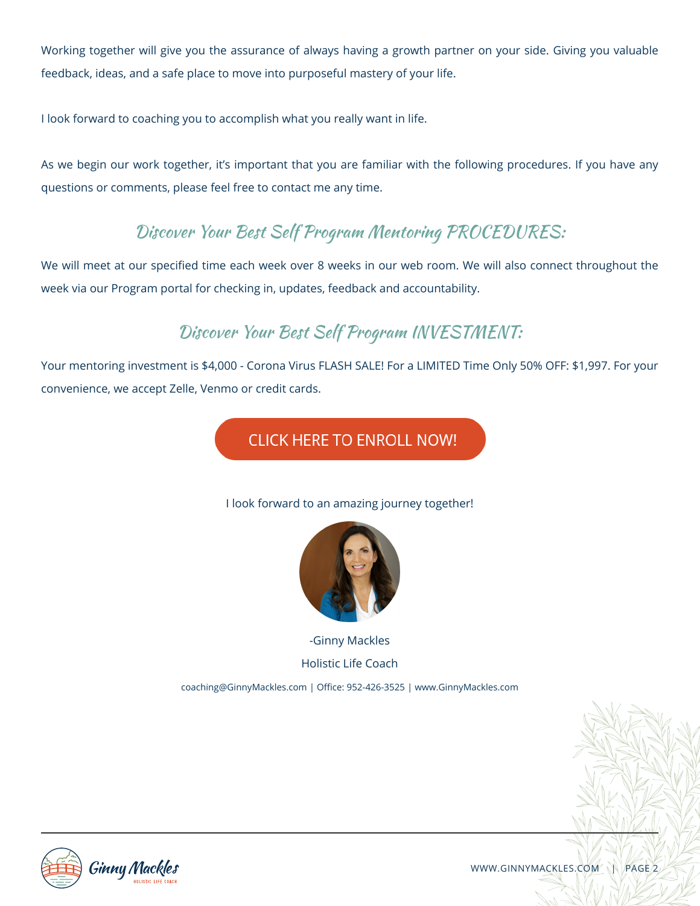Working together will give you the assurance of always having a growth partner on your side. Giving you valuable feedback, ideas, and a safe place to move into purposeful mastery of your life.

I look forward to coaching you to accomplish what you really want in life.

As we begin our work together, it's important that you are familiar with the following procedures. If you have any questions or comments, please feel free to contact me any time.

## Discover Your Best Self Program Mentoring PROCEDURES:

We will meet at our specified time each week over 8 weeks in our web room. We will also connect throughout the week via our Program portal for checking in, updates, feedback and accountability.

## Discover Your Best Self Program INVESTMENT:

Your mentoring investment is $4,000 - Corona Virus FLASH SALE! For a LIMITED Time Only 50% OFF: $1,997. For your convenience, we accept Zelle, Venmo or credit cards.

CLICK HERE TO ENROLL NOW!

I look forward to an amazing journey together!

-Ginny Mackles

Holistic Life Coach

coaching@GinnyMackles.com | Office: 952-426-3525 | www.GinnyMackles.com